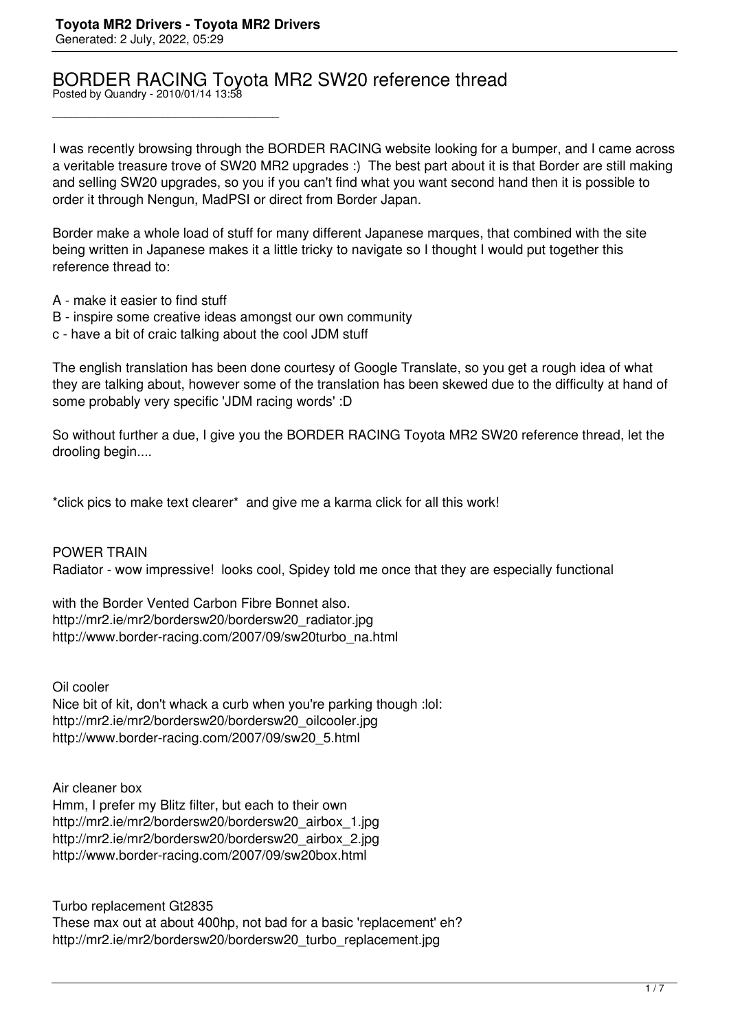# BORDER RACING Toyota MR2 SW20 reference thread

Posted by Quandry - 2010/01/14 13:58

---

I was recently browsing through the BORDER RACING website looking for a bumper, and I came across a veritable treasure trove of SW20 MR2 upgrades :) The best part about it is that Border are still making and selling SW20 upgrades, so you if you can't find what you want second hand then it is possible to order it through Nengun, MadPSI or direct from Border Japan.

Border make a whole load of stuff for many different Japanese marques, that combined with the site being written in Japanese makes it a little tricky to navigate so I thought I would put together this reference thread to:

A - make it easier to find stuff
B - inspire some creative ideas amongst our own community
c - have a bit of craic talking about the cool JDM stuff

The english translation has been done courtesy of Google Translate, so you get a rough idea of what they are talking about, however some of the translation has been skewed due to the difficulty at hand of some probably very specific 'JDM racing words' :D

So without further a due, I give you the BORDER RACING Toyota MR2 SW20 reference thread, let the drooling begin....

*click pics to make text clearer* and give me a karma click for all this work!

POWER TRAIN
Radiator - wow impressive! looks cool, Spidey told me once that they are especially functional

with the Border Vented Carbon Fibre Bonnet also.
http://mr2.ie/mr2/bordersw20/bordersw20_radiator.jpg
http://www.border-racing.com/2007/09/sw20turbo_na.html

Oil cooler
Nice bit of kit, don't whack a curb when you're parking though :lol:
http://mr2.ie/mr2/bordersw20/bordersw20_oilcooler.jpg
http://www.border-racing.com/2007/09/sw20_5.html

Air cleaner box
Hmm, I prefer my Blitz filter, but each to their own
http://mr2.ie/mr2/bordersw20/bordersw20_airbox_1.jpg
http://mr2.ie/mr2/bordersw20/bordersw20_airbox_2.jpg
http://www.border-racing.com/2007/09/sw20box.html

Turbo replacement Gt2835
These max out at about 400hp, not bad for a basic 'replacement' eh?
http://mr2.ie/mr2/bordersw20/bordersw20_turbo_replacement.jpg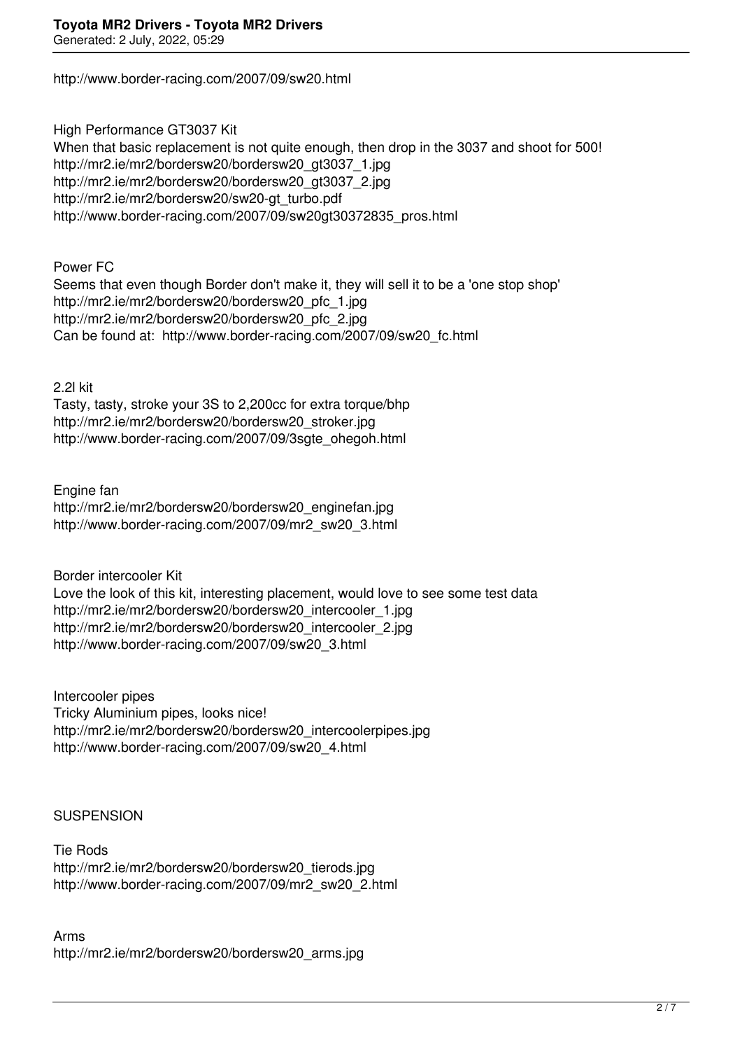http://www.border-racing.com/2007/09/sw20.html

High Performance GT3037 Kit
When that basic replacement is not quite enough, then drop in the 3037 and shoot for 500!
http://mr2.ie/mr2/bordersw20/bordersw20_gt3037_1.jpg
http://mr2.ie/mr2/bordersw20/bordersw20_gt3037_2.jpg
http://mr2.ie/mr2/bordersw20/sw20-gt_turbo.pdf
http://www.border-racing.com/2007/09/sw20gt30372835_pros.html

Power FC
Seems that even though Border don't make it, they will sell it to be a 'one stop shop'
http://mr2.ie/mr2/bordersw20/bordersw20_pfc_1.jpg
http://mr2.ie/mr2/bordersw20/bordersw20_pfc_2.jpg
Can be found at: http://www.border-racing.com/2007/09/sw20_fc.html

2.2l kit
Tasty, tasty, stroke your 3S to 2,200cc for extra torque/bhp
http://mr2.ie/mr2/bordersw20/bordersw20_stroker.jpg
http://www.border-racing.com/2007/09/3sgte_ohegoh.html

Engine fan
http://mr2.ie/mr2/bordersw20/bordersw20_enginefan.jpg
http://www.border-racing.com/2007/09/mr2_sw20_3.html

Border intercooler Kit
Love the look of this kit, interesting placement, would love to see some test data
http://mr2.ie/mr2/bordersw20/bordersw20_intercooler_1.jpg
http://mr2.ie/mr2/bordersw20/bordersw20_intercooler_2.jpg
http://www.border-racing.com/2007/09/sw20_3.html

Intercooler pipes
Tricky Aluminium pipes, looks nice!
http://mr2.ie/mr2/bordersw20/bordersw20_intercoolerpipes.jpg
http://www.border-racing.com/2007/09/sw20_4.html

SUSPENSION

Tie Rods
http://mr2.ie/mr2/bordersw20/bordersw20_tierods.jpg
http://www.border-racing.com/2007/09/mr2_sw20_2.html

Arms
http://mr2.ie/mr2/bordersw20/bordersw20_arms.jpg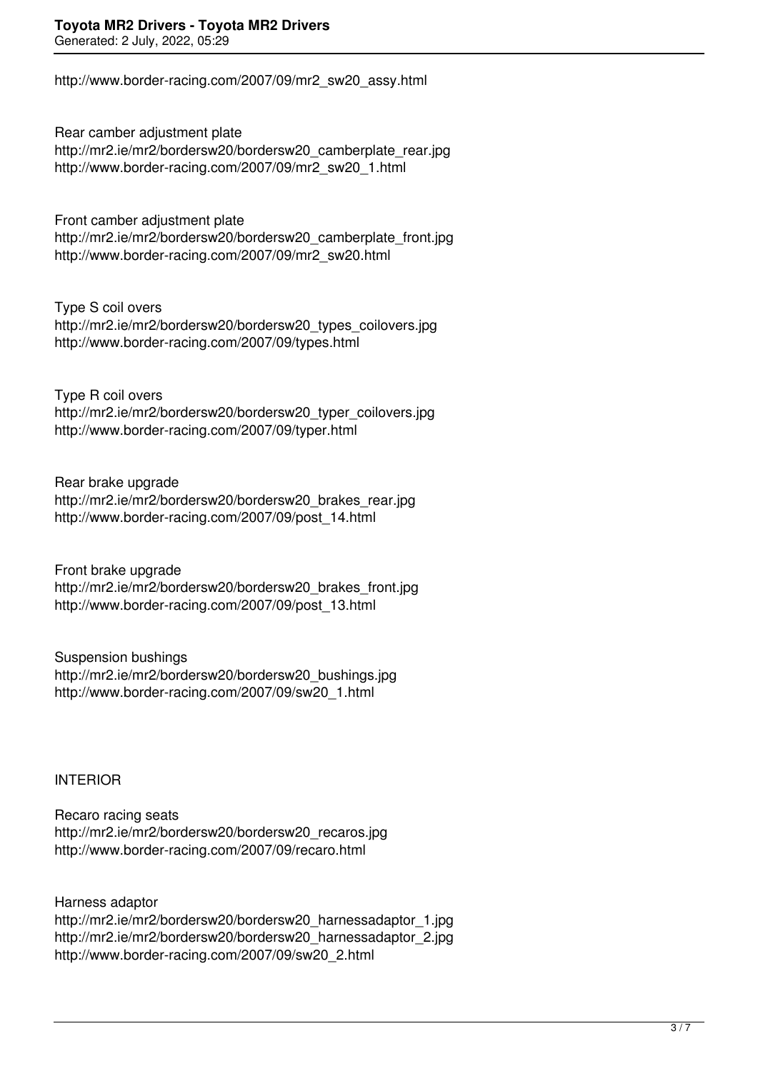http://www.border-racing.com/2007/09/mr2_sw20_assy.html

Rear camber adjustment plate
http://mr2.ie/mr2/bordersw20/bordersw20_camberplate_rear.jpg
http://www.border-racing.com/2007/09/mr2_sw20_1.html

Front camber adjustment plate
http://mr2.ie/mr2/bordersw20/bordersw20_camberplate_front.jpg
http://www.border-racing.com/2007/09/mr2_sw20.html

Type S coil overs
http://mr2.ie/mr2/bordersw20/bordersw20_types_coilovers.jpg
http://www.border-racing.com/2007/09/types.html

Type R coil overs
http://mr2.ie/mr2/bordersw20/bordersw20_typer_coilovers.jpg
http://www.border-racing.com/2007/09/typer.html

Rear brake upgrade
http://mr2.ie/mr2/bordersw20/bordersw20_brakes_rear.jpg
http://www.border-racing.com/2007/09/post_14.html

Front brake upgrade
http://mr2.ie/mr2/bordersw20/bordersw20_brakes_front.jpg
http://www.border-racing.com/2007/09/post_13.html

Suspension bushings
http://mr2.ie/mr2/bordersw20/bordersw20_bushings.jpg
http://www.border-racing.com/2007/09/sw20_1.html

INTERIOR

Recaro racing seats
http://mr2.ie/mr2/bordersw20/bordersw20_recaros.jpg
http://www.border-racing.com/2007/09/recaro.html

Harness adaptor
http://mr2.ie/mr2/bordersw20/bordersw20_harnessadaptor_1.jpg
http://mr2.ie/mr2/bordersw20/bordersw20_harnessadaptor_2.jpg
http://www.border-racing.com/2007/09/sw20_2.html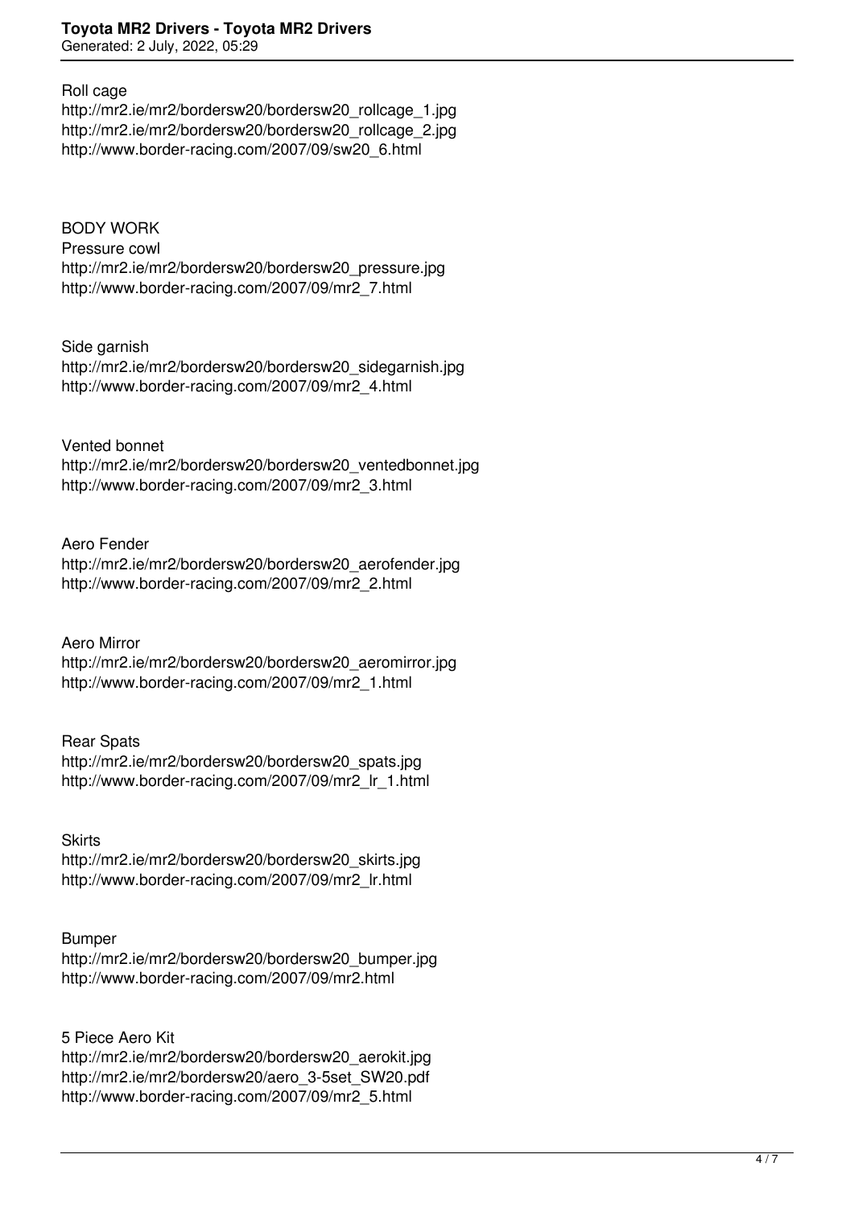Roll cage
http://mr2.ie/mr2/bordersw20/bordersw20_rollcage_1.jpg
http://mr2.ie/mr2/bordersw20/bordersw20_rollcage_2.jpg
http://www.border-racing.com/2007/09/sw20_6.html

BODY WORK
Pressure cowl
http://mr2.ie/mr2/bordersw20/bordersw20_pressure.jpg
http://www.border-racing.com/2007/09/mr2_7.html

Side garnish
http://mr2.ie/mr2/bordersw20/bordersw20_sidegarnish.jpg
http://www.border-racing.com/2007/09/mr2_4.html

Vented bonnet
http://mr2.ie/mr2/bordersw20/bordersw20_ventedbonnet.jpg
http://www.border-racing.com/2007/09/mr2_3.html

Aero Fender
http://mr2.ie/mr2/bordersw20/bordersw20_aerofender.jpg
http://www.border-racing.com/2007/09/mr2_2.html

Aero Mirror
http://mr2.ie/mr2/bordersw20/bordersw20_aeromirror.jpg
http://www.border-racing.com/2007/09/mr2_1.html

Rear Spats
http://mr2.ie/mr2/bordersw20/bordersw20_spats.jpg
http://www.border-racing.com/2007/09/mr2_lr_1.html

Skirts
http://mr2.ie/mr2/bordersw20/bordersw20_skirts.jpg
http://www.border-racing.com/2007/09/mr2_lr.html

Bumper
http://mr2.ie/mr2/bordersw20/bordersw20_bumper.jpg
http://www.border-racing.com/2007/09/mr2.html

5 Piece Aero Kit
http://mr2.ie/mr2/bordersw20/bordersw20_aerokit.jpg
http://mr2.ie/mr2/bordersw20/aero_3-5set_SW20.pdf
http://www.border-racing.com/2007/09/mr2_5.html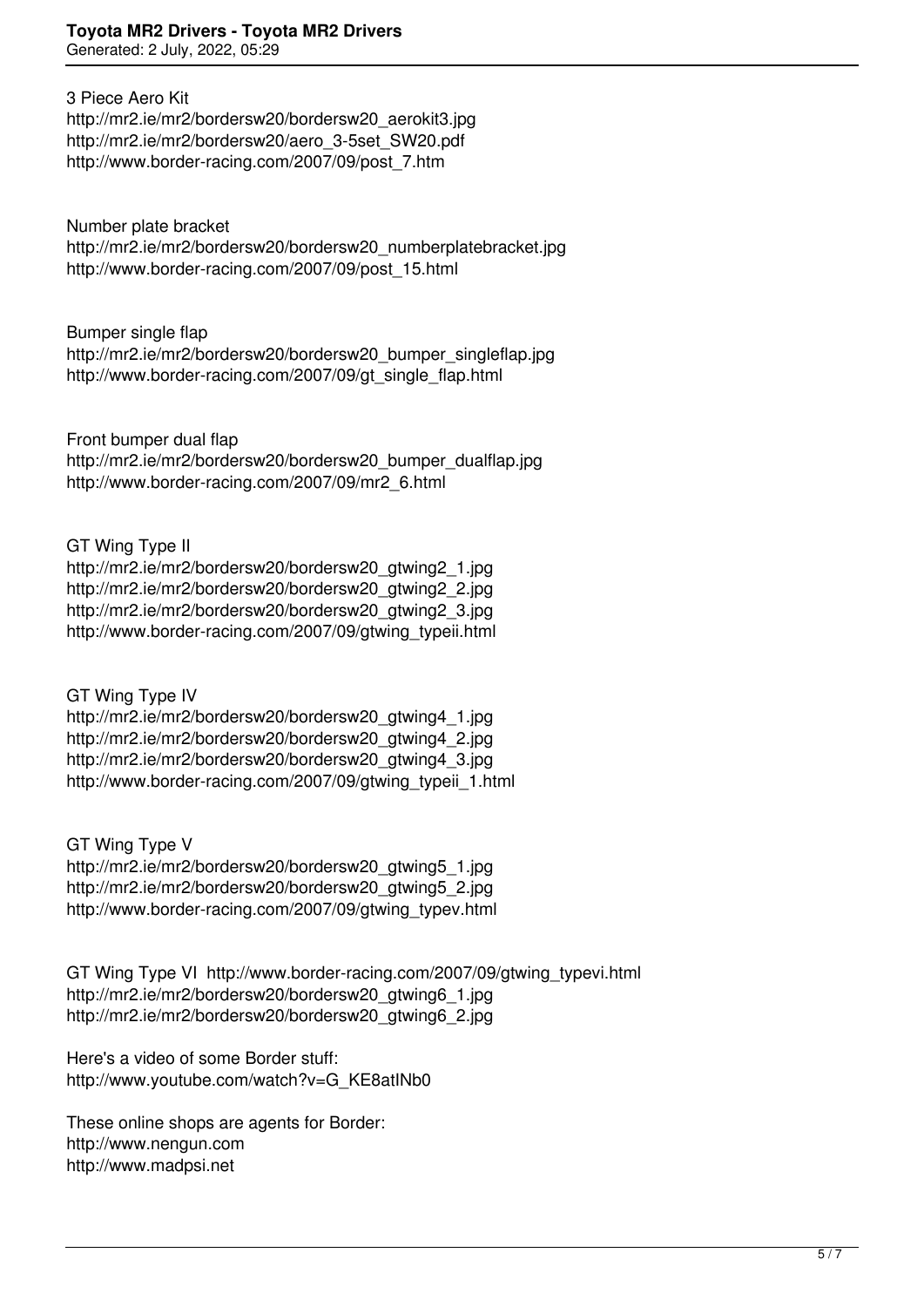3 Piece Aero Kit
http://mr2.ie/mr2/bordersw20/bordersw20_aerokit3.jpg
http://mr2.ie/mr2/bordersw20/aero_3-5set_SW20.pdf
http://www.border-racing.com/2007/09/post_7.htm

Number plate bracket
http://mr2.ie/mr2/bordersw20/bordersw20_numberplatebracket.jpg
http://www.border-racing.com/2007/09/post_15.html

Bumper single flap
http://mr2.ie/mr2/bordersw20/bordersw20_bumper_singleflap.jpg
http://www.border-racing.com/2007/09/gt_single_flap.html

Front bumper dual flap
http://mr2.ie/mr2/bordersw20/bordersw20_bumper_dualflap.jpg
http://www.border-racing.com/2007/09/mr2_6.html

GT Wing Type II
http://mr2.ie/mr2/bordersw20/bordersw20_gtwing2_1.jpg
http://mr2.ie/mr2/bordersw20/bordersw20_gtwing2_2.jpg
http://mr2.ie/mr2/bordersw20/bordersw20_gtwing2_3.jpg
http://www.border-racing.com/2007/09/gtwing_typeii.html

GT Wing Type IV
http://mr2.ie/mr2/bordersw20/bordersw20_gtwing4_1.jpg
http://mr2.ie/mr2/bordersw20/bordersw20_gtwing4_2.jpg
http://mr2.ie/mr2/bordersw20/bordersw20_gtwing4_3.jpg
http://www.border-racing.com/2007/09/gtwing_typeii_1.html

GT Wing Type V
http://mr2.ie/mr2/bordersw20/bordersw20_gtwing5_1.jpg
http://mr2.ie/mr2/bordersw20/bordersw20_gtwing5_2.jpg
http://www.border-racing.com/2007/09/gtwing_typev.html

GT Wing Type VI http://www.border-racing.com/2007/09/gtwing_typevi.html
http://mr2.ie/mr2/bordersw20/bordersw20_gtwing6_1.jpg
http://mr2.ie/mr2/bordersw20/bordersw20_gtwing6_2.jpg

Here's a video of some Border stuff:
http://www.youtube.com/watch?v=G_KE8atINb0

These online shops are agents for Border:
http://www.nengun.com
http://www.madpsi.net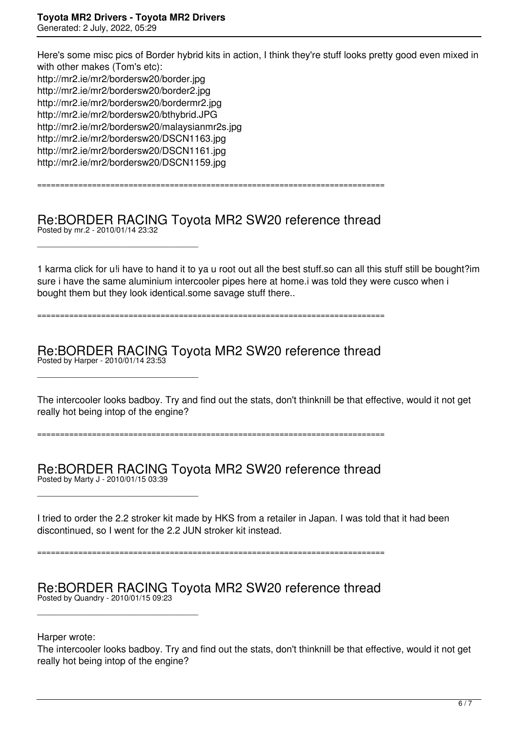Here's some misc pics of Border hybrid kits in action, I think they're stuff looks pretty good even mixed in with other makes (Tom's etc):
http://mr2.ie/mr2/bordersw20/border.jpg
http://mr2.ie/mr2/bordersw20/border2.jpg
http://mr2.ie/mr2/bordersw20/bordermr2.jpg
http://mr2.ie/mr2/bordersw20/bthybrid.JPG
http://mr2.ie/mr2/bordersw20/malaysianmr2s.jpg
http://mr2.ie/mr2/bordersw20/DSCN1163.jpg
http://mr2.ie/mr2/bordersw20/DSCN1161.jpg
http://mr2.ie/mr2/bordersw20/DSCN1159.jpg

============================================================================

## Re:BORDER RACING Toyota MR2 SW20 reference thread

Posted by mr.2 - 2010/01/14 23:32

---

1 karma click for u!i have to hand it to ya u root out all the best stuff.so can all this stuff still be bought?im sure i have the same aluminium intercooler pipes here at home.i was told they were cusco when i bought them but they look identical.some savage stuff there..

============================================================================

## Re:BORDER RACING Toyota MR2 SW20 reference thread

Posted by Harper - 2010/01/14 23:53

---

The intercooler looks badboy. Try and find out the stats, don't thinknill be that effective, would it not get really hot being intop of the engine?

============================================================================

## Re:BORDER RACING Toyota MR2 SW20 reference thread

Posted by Marty J - 2010/01/15 03:39

---

I tried to order the 2.2 stroker kit made by HKS from a retailer in Japan. I was told that it had been discontinued, so I went for the 2.2 JUN stroker kit instead.

============================================================================

## Re:BORDER RACING Toyota MR2 SW20 reference thread

Posted by Quandry - 2010/01/15 09:23

---

Harper wrote:
The intercooler looks badboy. Try and find out the stats, don't thinknill be that effective, would it not get really hot being intop of the engine?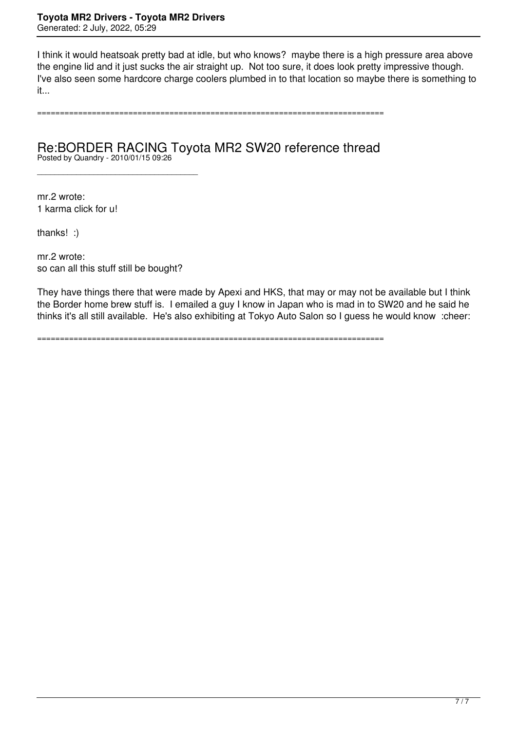I think it would heatsoak pretty bad at idle, but who knows?  maybe there is a high pressure area above the engine lid and it just sucks the air straight up.  Not too sure, it does look pretty impressive though.  I've also seen some hardcore charge coolers plumbed in to that location so maybe there is something to it...

============================================================================

## Re:BORDER RACING Toyota MR2 SW20 reference thread

Posted by Quandry - 2010/01/15 09:26

_____________________________________

mr.2 wrote:
1 karma click for u!

thanks!  :)

mr.2 wrote:
so can all this stuff still be bought?

They have things there that were made by Apexi and HKS, that may or may not be available but I think the Border home brew stuff is.  I emailed a guy I know in Japan who is mad in to SW20 and he said he thinks it's all still available.  He's also exhibiting at Tokyo Auto Salon so I guess he would know  :cheer:

============================================================================